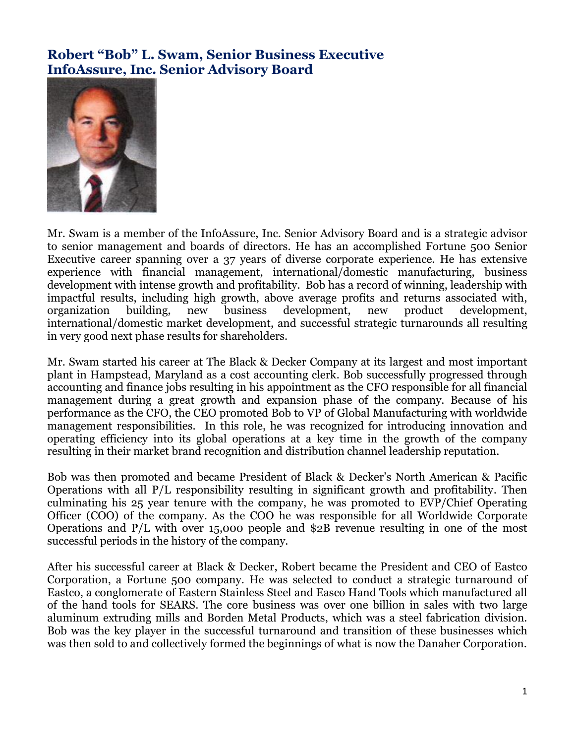# Robert "Bob" L. Swam, Senior Business Executive
# InfoAssure, Inc. Senior Advisory Board

Mr. Swam is a member of the InfoAssure, Inc. Senior Advisory Board and is a strategic advisor to senior management and boards of directors. He has an accomplished Fortune 500 Senior Executive career spanning over a 37 years of diverse corporate experience. He has extensive experience with financial management, international/domestic manufacturing, business development with intense growth and profitability. Bob has a record of winning, leadership with impactful results, including high growth, above average profits and returns associated with, organization building, new business development, new product development, international/domestic market development, and successful strategic turnarounds all resulting in very good next phase results for shareholders.

Mr. Swam started his career at The Black & Decker Company at its largest and most important plant in Hampstead, Maryland as a cost accounting clerk. Bob successfully progressed through accounting and finance jobs resulting in his appointment as the CFO responsible for all financial management during a great growth and expansion phase of the company. Because of his performance as the CFO, the CEO promoted Bob to VP of Global Manufacturing with worldwide management responsibilities. In this role, he was recognized for introducing innovation and operating efficiency into its global operations at a key time in the growth of the company resulting in their market brand recognition and distribution channel leadership reputation.

Bob was then promoted and became President of Black & Decker's North American & Pacific Operations with all P/L responsibility resulting in significant growth and profitability. Then culminating his 25 year tenure with the company, he was promoted to EVP/Chief Operating Officer (COO) of the company. As the COO he was responsible for all Worldwide Corporate Operations and P/L with over 15,000 people and $2B revenue resulting in one of the most successful periods in the history of the company.

After his successful career at Black & Decker, Robert became the President and CEO of Eastco Corporation, a Fortune 500 company. He was selected to conduct a strategic turnaround of Eastco, a conglomerate of Eastern Stainless Steel and Easco Hand Tools which manufactured all of the hand tools for SEARS. The core business was over one billion in sales with two large aluminum extruding mills and Borden Metal Products, which was a steel fabrication division. Bob was the key player in the successful turnaround and transition of these businesses which was then sold to and collectively formed the beginnings of what is now the Danaher Corporation.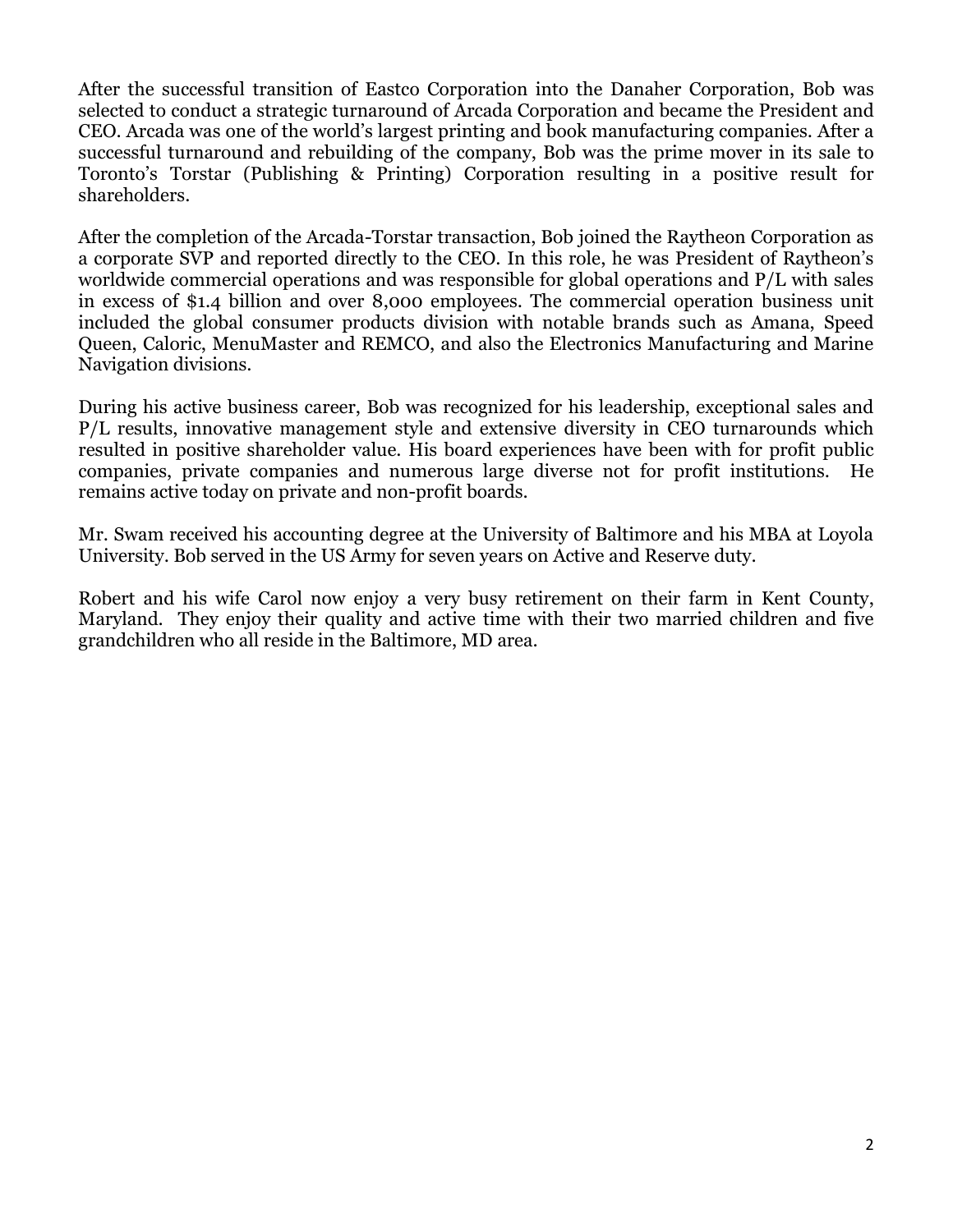After the successful transition of Eastco Corporation into the Danaher Corporation, Bob was selected to conduct a strategic turnaround of Arcada Corporation and became the President and CEO. Arcada was one of the world's largest printing and book manufacturing companies. After a successful turnaround and rebuilding of the company, Bob was the prime mover in its sale to Toronto's Torstar (Publishing & Printing) Corporation resulting in a positive result for shareholders.

After the completion of the Arcada-Torstar transaction, Bob joined the Raytheon Corporation as a corporate SVP and reported directly to the CEO. In this role, he was President of Raytheon's worldwide commercial operations and was responsible for global operations and P/L with sales in excess of $1.4 billion and over 8,000 employees. The commercial operation business unit included the global consumer products division with notable brands such as Amana, Speed Queen, Caloric, MenuMaster and REMCO, and also the Electronics Manufacturing and Marine Navigation divisions.

During his active business career, Bob was recognized for his leadership, exceptional sales and P/L results, innovative management style and extensive diversity in CEO turnarounds which resulted in positive shareholder value. His board experiences have been with for profit public companies, private companies and numerous large diverse not for profit institutions. He remains active today on private and non-profit boards.

Mr. Swam received his accounting degree at the University of Baltimore and his MBA at Loyola University. Bob served in the US Army for seven years on Active and Reserve duty.

Robert and his wife Carol now enjoy a very busy retirement on their farm in Kent County, Maryland. They enjoy their quality and active time with their two married children and five grandchildren who all reside in the Baltimore, MD area.